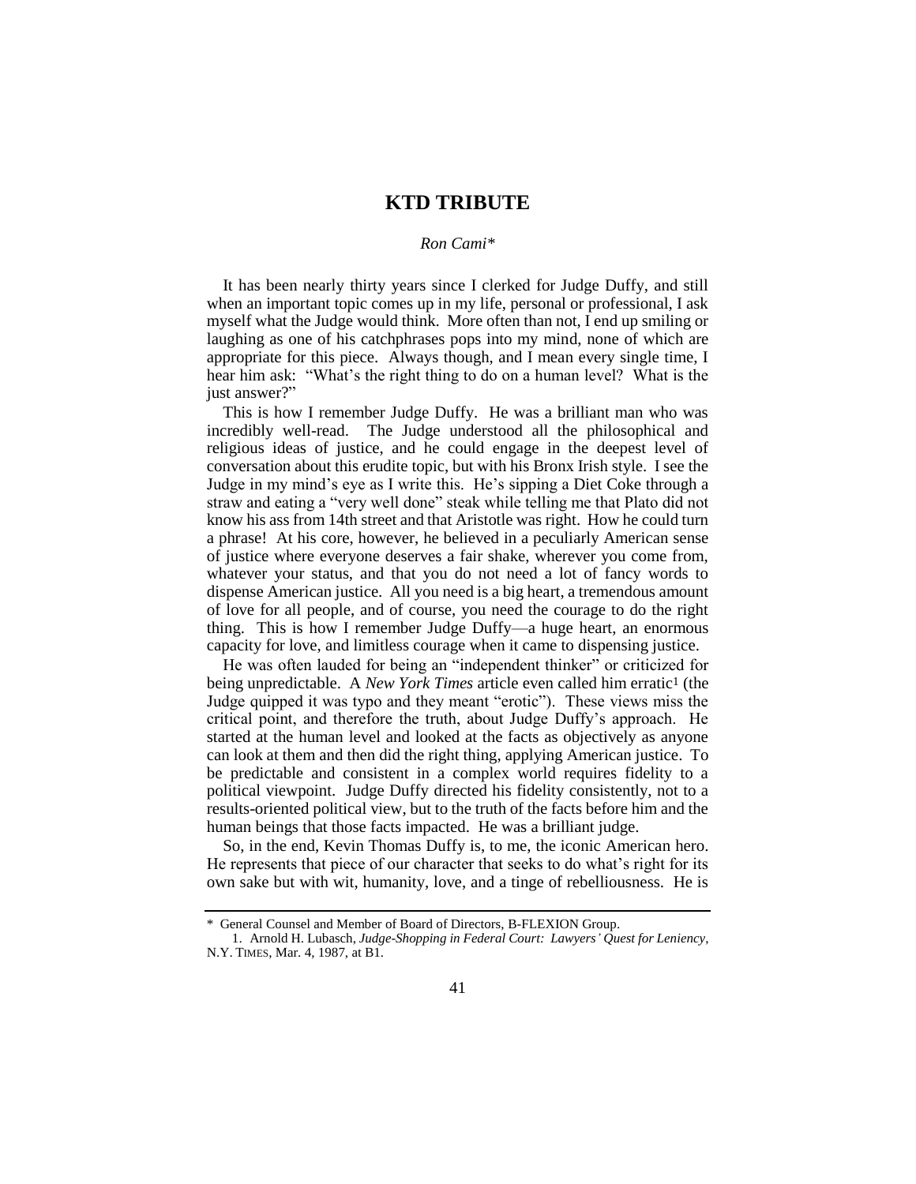# KTD TRIBUTE

*Ron Cami\**

It has been nearly thirty years since I clerked for Judge Duffy, and still when an important topic comes up in my life, personal or professional, I ask myself what the Judge would think. More often than not, I end up smiling or laughing as one of his catchphrases pops into my mind, none of which are appropriate for this piece. Always though, and I mean every single time, I hear him ask: "What's the right thing to do on a human level? What is the just answer?"

This is how I remember Judge Duffy. He was a brilliant man who was incredibly well-read. The Judge understood all the philosophical and religious ideas of justice, and he could engage in the deepest level of conversation about this erudite topic, but with his Bronx Irish style. I see the Judge in my mind's eye as I write this. He's sipping a Diet Coke through a straw and eating a "very well done" steak while telling me that Plato did not know his ass from 14th street and that Aristotle was right. How he could turn a phrase! At his core, however, he believed in a peculiarly American sense of justice where everyone deserves a fair shake, wherever you come from, whatever your status, and that you do not need a lot of fancy words to dispense American justice. All you need is a big heart, a tremendous amount of love for all people, and of course, you need the courage to do the right thing. This is how I remember Judge Duffy—a huge heart, an enormous capacity for love, and limitless courage when it came to dispensing justice.

He was often lauded for being an "independent thinker" or criticized for being unpredictable. A *New York Times* article even called him erratic[1] (the Judge quipped it was typo and they meant "erotic"). These views miss the critical point, and therefore the truth, about Judge Duffy's approach. He started at the human level and looked at the facts as objectively as anyone can look at them and then did the right thing, applying American justice. To be predictable and consistent in a complex world requires fidelity to a political viewpoint. Judge Duffy directed his fidelity consistently, not to a results-oriented political view, but to the truth of the facts before him and the human beings that those facts impacted. He was a brilliant judge.

So, in the end, Kevin Thomas Duffy is, to me, the iconic American hero. He represents that piece of our character that seeks to do what's right for its own sake but with wit, humanity, love, and a tinge of rebelliousness. He is

---

\* General Counsel and Member of Board of Directors, B-FLEXION Group.

1. Arnold H. Lubasch, *Judge-Shopping in Federal Court: Lawyers' Quest for Leniency*, N.Y. TIMES, Mar. 4, 1987, at B1.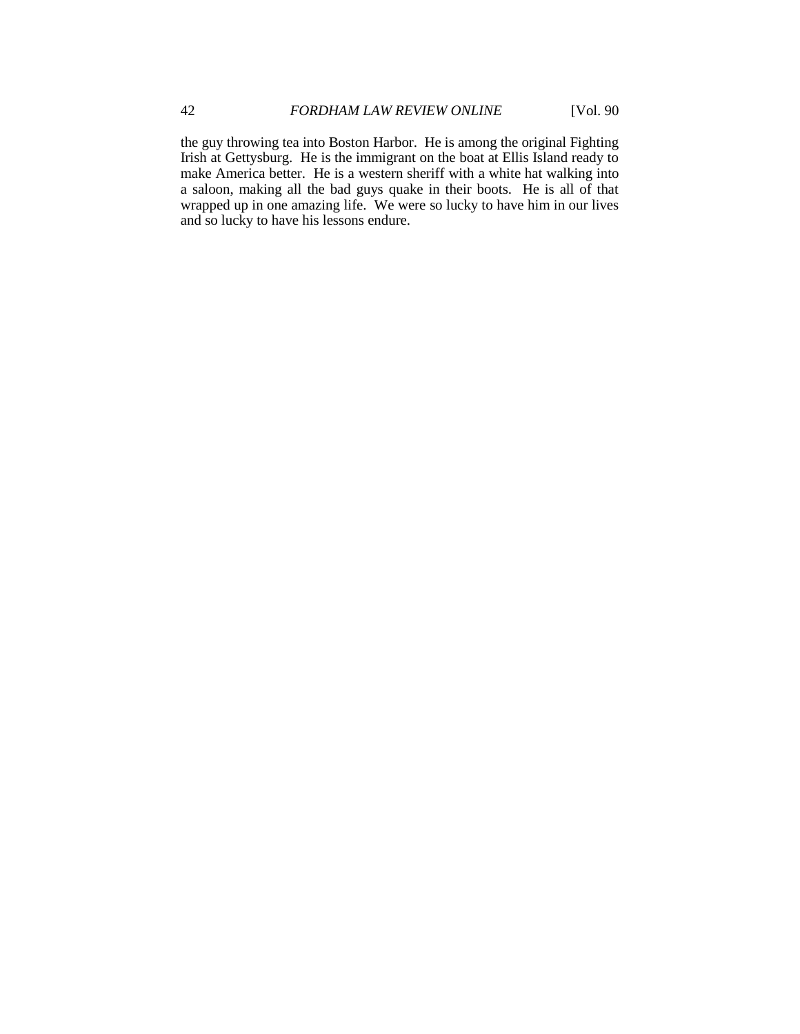the guy throwing tea into Boston Harbor. He is among the original Fighting Irish at Gettysburg. He is the immigrant on the boat at Ellis Island ready to make America better. He is a western sheriff with a white hat walking into a saloon, making all the bad guys quake in their boots. He is all of that wrapped up in one amazing life. We were so lucky to have him in our lives and so lucky to have his lessons endure.